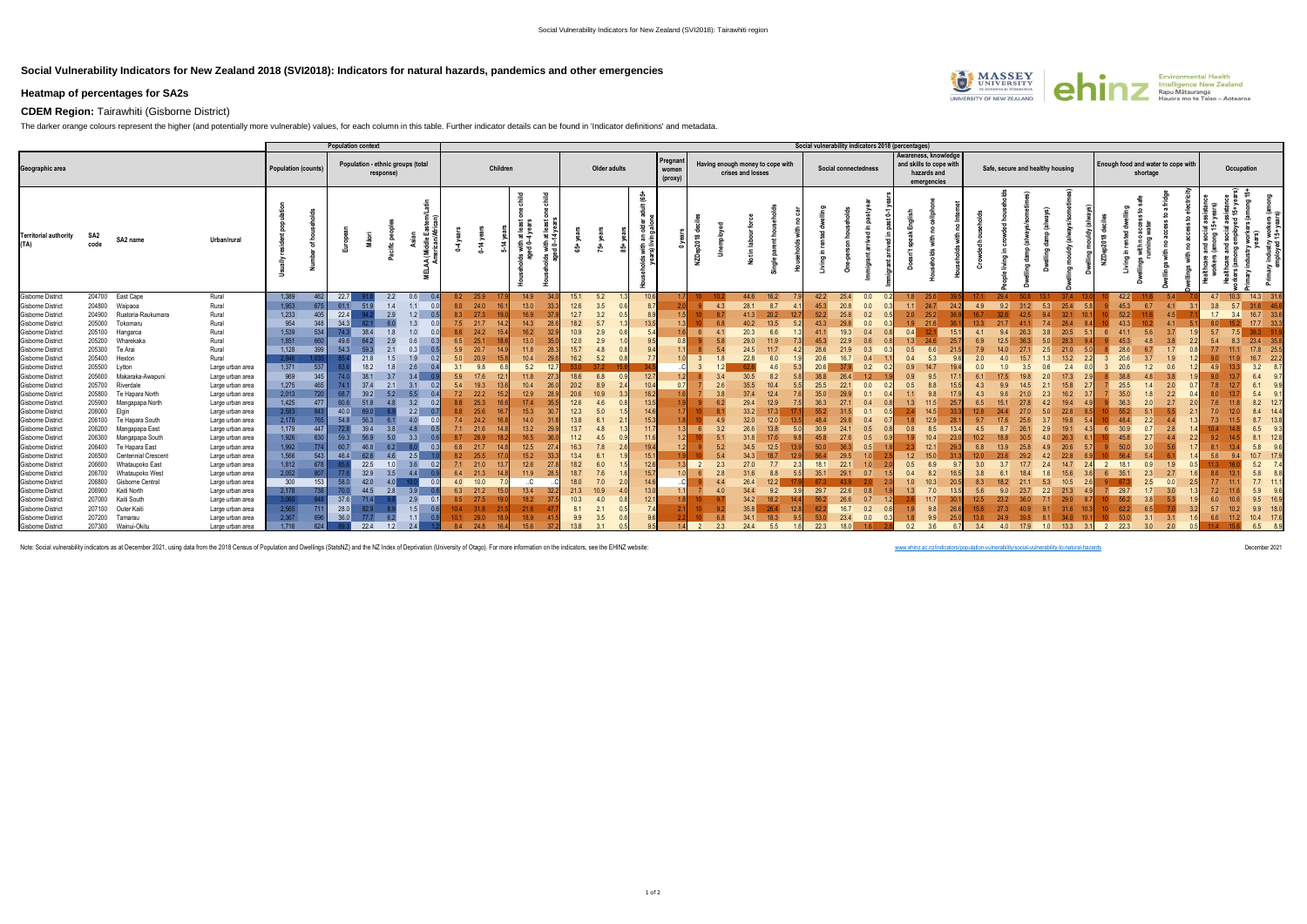# Social Vulnerability Indicators for New Zealand 2018 (SVI2018): Indicators for natural hazards, pandemics and other emergencies

## Heatmap of percentages for SA2s

### CDEM Region: Tairawhiti (Gisborne District)

The darker orange colours represent the higher (and potentially more vulnerable) values, for each column in this table. Further indicator details can be found in 'Indicator definitions' and metadata.

| Geographic area | | | | Population context: Population (counts) | | Population context: Population - ethnic groups (total response) | | | | | Children | | | | | Older adults | | | | Pregnant women (proxy) | Having enough money to cope with crises and losses | | | | | Social connectedness | | | | Awareness, knowledge and skills to cope with hazards and emergencies | | | Safe, secure and healthy housing | | | | | | Enough food and water to cope with shortage | | | | | Occupation | | | |
|---|---|---|---|---|---|---|---|---|---|---|---|---|---|---|---|---|---|---|---|---|---|---|---|---|---|---|---|---|---|---|---|---|---|---|---|---|---|---|---|---|---|---|---|---|---|---|---|---|
| Territorial authority (TA) | SA2 code | SA2 name | Urban/rural | Usually resident population | Number of households | European | Māori | Pacific peoples | Asian | MELAA (Middle Eastern/Latin American/African) | 0-4 years | 0-14 years | 5-14 years | Households with at least one child aged 0-4 years | Households with at least one child aged 0-14 years | 65+ years | 75+ years | 85+ years | Households with an older adult (65+ years) living alone | 0 years | NZDep2018 deciles | Unemployed | Not in labour force | Single parent households | Households with no car | Living in rented dwelling | One-person households | Immigrant arrived in past year | Immigrant arrived in past 0-1 years | Doesn't speak English | Households with no cellphone | Households with no Internet | Crowded households | People living in crowded households | Dwelling damp (always/sometimes) | Dwelling damp (always) | Dwelling mouldy (always/sometimes) | Dwelling mouldy (always) | NZDep2018 deciles | Living in rented dwelling | Dwellings with no access to safe running water | Dwellings with no access to a fridge | Dwellings with no access to electricity | Healthcare and social assistance workers (among 15+ years) | Healthcare and social assistance workers (among employed 15+ years) | Primary industry workers (among 15+ years) | Primary industry workers (among employed 15+ years) |
| Gisborne District | 204700 | East Cape | Rural | 1,389 | 462 | 22.7 | 91.6 | 2.2 | 0.6 | 0.4 | 8.2 | 25.9 | 17.9 | 14.9 | 34.0 | 15.1 | 5.2 | 1.3 | 10.6 | 1.7 | 10 | 10.2 | 44.6 | 16.2 | 7.9 | 42.2 | 25.4 | 0.0 | 0.2 | 1.8 | 25.6 | 39.5 | 17.1 | 29.4 | 50.8 | 13.1 | 37.4 | 13.0 | 10 | 42.2 | 11.6 | 5.4 | 7.0 | 4.7 | 10.3 | 14.3 | 31.6 |
| Gisborne District | 204800 | Waipaoa | Rural | 1,953 | 675 | 61.1 | 51.9 | 1.4 | 1.1 | 0.0 | 8.0 | 24.0 | 16.1 | 13.0 | 33.3 | 12.6 | 3.5 | 0.6 | 8.7 | 2.0 | 9 | 4.3 | 28.1 | 8.7 | 4.1 | 45.3 | 20.8 | 0.0 | 0.3 | 1.1 | 24.7 | 24.2 | 4.9 | 9.2 | 31.2 | 5.3 | 25.4 | 5.8 | 9 | 45.3 | 6.7 | 4.1 | 3.1 | 3.8 | 5.7 | 31.6 | 46.6 |
| Gisborne District | 204900 | Ruatoria-Raukumara | Rural | 1,233 | 405 | 22.4 | 94.2 | 2.9 | 1.2 | 0.5 | 8.3 | 27.3 | 19.0 | 16.9 | 37.9 | 12.7 | 3.2 | 0.5 | 8.9 | 1.5 | 10 | 8.7 | 41.3 | 20.2 | 12.7 | 52.2 | 25.8 | 0.2 | 0.5 | 2.0 | 25.2 | 36.9 | 16.7 | 32.6 | 42.5 | 9.4 | 32.1 | 10.1 | 10 | 52.2 | 11.6 | 4.5 | 7.7 | 1.7 | 3.4 | 16.7 | 33.6 |
| Gisborne District | 205000 | Tokomaru | Rural | 954 | 348 | 34.3 | 82.1 | 6.0 | 1.3 | 0.0 | 7.5 | 21.7 | 14.2 | 14.3 | 28.6 | 18.2 | 5.7 | 1.3 | 13.5 | 1.3 | 10 | 6.8 | 40.2 | 13.5 | 5.2 | 43.3 | 29.8 | 0.0 | 0.3 | 1.9 | 21.6 | 36.1 | 13.3 | 21.7 | 41.1 | 7.4 | 28.4 | 8.4 | 10 | 43.3 | 10.2 | 4.1 | 5.1 | 8.0 | 15.2 | 17.7 | 33.3 |
| Gisborne District | 205100 | Hangaroa | Rural | 1,539 | 534 | 74.3 | 38.4 | 1.8 | 1.0 | 0.0 | 8.6 | 24.2 | 15.4 | 16.2 | 32.9 | 10.9 | 2.9 | 0.6 | 5.4 | 1.6 | 6 | 4.1 | 20.3 | 6.6 | 1.3 | 41.1 | 19.3 | 0.4 | 0.8 | 0.4 | 32.1 | 15.1 | 4.1 | 9.4 | 26.3 | 3.8 | 20.5 | 5.1 | 6 | 41.1 | 5.6 | 3.7 | 1.9 | 5.7 | 7.5 | 39.3 | 51.9 |
| Gisborne District | 205200 | Wharekaka | Rural | 1,851 | 660 | 49.6 | 64.2 | 2.9 | 0.6 | 0.3 | 6.5 | 25.1 | 18.6 | 13.0 | 35.0 | 12.0 | 2.9 | 1.0 | 9.5 | 0.8 | 9 | 5.8 | 29.0 | 11.9 | 7.3 | 45.3 | 22.9 | 0.6 | 0.8 | 1.3 | 24.6 | 25.7 | 6.9 | 12.5 | 36.3 | 5.0 | 28.3 | 9.4 | 9 | 45.3 | 4.8 | 3.8 | 2.2 | 5.4 | 8.3 | 23.4 | 35.8 |
| Gisborne District | 205300 | Te Arai | Rural | 1,128 | 399 | 54.3 | 59.3 | 2.1 | 0.3 | 0.5 | 5.9 | 20.7 | 14.9 | 11.8 | 28.3 | 15.7 | 4.8 | 0.8 | 9.4 | 1.1 | 8 | 5.4 | 24.5 | 11.7 | 4.2 | 28.6 | 21.9 | 0.3 | 0.3 | 0.5 | 6.6 | 21.5 | 7.9 | 14.0 | 27.1 | 2.5 | 21.0 | 5.0 | 8 | 28.6 | 6.7 | 1.7 | 0.8 | 7.7 | 11.1 | 17.8 | 25.5 |
| Gisborne District | 205400 | Hexton | Rural | 2,946 | 1,035 | 85.4 | 21.8 | 1.5 | 1.9 | 0.2 | 5.0 | 20.9 | 15.8 | 10.4 | 29.6 | 16.2 | 5.2 | 0.8 | 7.7 | 1.0 | 3 | 1.8 | 22.8 | 6.0 | 1.9 | 20.6 | 16.7 | 0.4 | 1.1 | 0.4 | 5.3 | 9.6 | 2.0 | 4.0 | 15.7 | 1.3 | 13.2 | 2.2 | 3 | 20.6 | 3.7 | 1.9 | 1.2 | 9.0 | 11.9 | 16.7 | 22.2 |
| Gisborne District | 205500 | Lytton | Large urban area | 1,371 | 537 | 83.6 | 18.2 | 1.8 | 2.6 | 0.4 | 3.1 | 9.8 | 6.8 | 5.2 | 12.7 | 53.0 | 37.2 | 15.8 | 34.5 | ..C | 3 | 1.2 | 62.6 | 4.6 | 5.3 | 20.6 | 37.9 | 0.2 | 0.2 | 0.9 | 14.7 | 19.4 | 0.0 | 1.0 | 3.5 | 0.6 | 2.4 | 0.0 | 3 | 20.6 | 1.2 | 0.6 | 1.2 | 4.9 | 13.3 | 3.2 | 8.7 |
| Gisborne District | 205600 | Makaraka-Awapuni | Large urban area | 969 | 345 | 74.0 | 38.1 | 3.7 | 3.4 | 0.9 | 5.9 | 17.6 | 12.1 | 11.8 | 27.3 | 18.6 | 6.8 | 0.9 | 12.7 | 1.2 | 8 | 3.4 | 30.5 | 8.2 | 5.8 | 38.8 | 26.4 | 1.2 | 1.9 | 0.9 | 9.5 | 17.1 | 6.1 | 17.5 | 19.8 | 2.0 | 17.3 | 2.9 | 8 | 38.8 | 4.8 | 3.8 | 1.9 | 9.0 | 13.7 | 6.4 | 9.7 |
| Gisborne District | 205700 | Riverdale | Large urban area | 1,275 | 465 | 74.1 | 37.4 | 2.1 | 3.1 | 0.2 | 5.4 | 19.3 | 13.6 | 10.4 | 26.0 | 20.2 | 8.9 | 2.4 | 10.4 | 0.7 | 7 | 2.6 | 35.5 | 10.4 | 5.5 | 25.5 | 22.1 | 0.0 | 0.2 | 0.5 | 8.8 | 15.5 | 4.3 | 9.9 | 14.5 | 2.1 | 15.8 | 2.7 | 7 | 25.5 | 1.4 | 2.0 | 0.7 | 7.8 | 12.7 | 6.1 | 9.9 |
| Gisborne District | 205800 | Te Hapara North | Large urban area | 2,013 | 720 | 68.7 | 39.2 | 5.2 | 5.5 | 0.4 | 7.2 | 22.2 | 15.2 | 12.9 | 28.9 | 20.6 | 10.9 | 3.3 | 16.2 | 1.6 | 7 | 3.8 | 37.4 | 12.4 | 7.6 | 35.0 | 29.9 | 0.1 | 0.4 | 1.1 | 9.8 | 17.9 | 4.3 | 9.6 | 21.0 | 2.3 | 16.2 | 3.7 | 7 | 35.0 | 1.8 | 2.2 | 0.4 | 8.0 | 13.7 | 5.4 | 9.1 |
| Gisborne District | 205900 | Mangapapa North | Large urban area | 1,425 | 477 | 60.6 | 51.8 | 4.8 | 3.2 | 0.2 | 8.8 | 25.3 | 16.6 | 17.4 | 35.5 | 12.6 | 4.6 | 0.8 | 13.5 | 1.9 | 9 | 6.2 | 29.4 | 12.9 | 7.5 | 36.3 | 27.1 | 0.4 | 0.8 | 1.3 | 11.5 | 25.7 | 6.5 | 15.1 | 27.8 | 4.2 | 19.4 | 4.9 | 9 | 36.3 | 2.0 | 2.7 | 2.0 | 7.6 | 11.8 | 8.2 | 12.7 |
| Gisborne District | 206000 | Elgin | Large urban area | 2,563 | 843 | 40.0 | 69.0 | 8.9 | 2.2 | 0.7 | 8.8 | 25.6 | 16.7 | 15.3 | 30.7 | 12.3 | 5.0 | 1.5 | 14.6 | 1.7 | 10 | 8.1 | 33.2 | 17.3 | 17.1 | 55.2 | 31.5 | 0.1 | 0.5 | 2.4 | 14.5 | 33.9 | 12.8 | 24.4 | 27.0 | 5.0 | 22.6 | 8.5 | 10 | 55.2 | 5.1 | 5.5 | 2.1 | 7.0 | 12.0 | 8.4 | 14.4 |
| Gisborne District | 206100 | Te Hapara South | Large urban area | 2,178 | 765 | 54.8 | 56.3 | 6.1 | 4.0 | 0.0 | 7.4 | 24.2 | 16.8 | 14.0 | 31.8 | 13.8 | 6.1 | 2.1 | 15.3 | 1.8 | 10 | 4.9 | 32.0 | 12.0 | 13.5 | 48.4 | 29.8 | 0.4 | 0.7 | 1.8 | 12.9 | 28.1 | 9.7 | 17.6 | 25.6 | 3.7 | 19.8 | 5.4 | 10 | 48.4 | 2.2 | 4.4 | 1.3 | 7.3 | 11.5 | 8.7 | 13.8 |
| Gisborne District | 206200 | Mangapapa East | Large urban area | 1,179 | 447 | 72.8 | 39.4 | 3.8 | 4.8 | 0.5 | 7.1 | 21.6 | 14.8 | 13.2 | 29.9 | 13.7 | 4.8 | 1.3 | 11.7 | 1.3 | 6 | 3.2 | 26.6 | 13.8 | 5.0 | 30.9 | 24.1 | 0.5 | 0.8 | 0.8 | 8.5 | 13.4 | 4.5 | 8.7 | 26.1 | 2.9 | 19.1 | 4.3 | 6 | 30.9 | 0.7 | 2.8 | 1.4 | 10.4 | 14.8 | 6.5 | 9.3 |
| Gisborne District | 206300 | Mangapapa South | Large urban area | 1,926 | 630 | 59.3 | 56.9 | 5.0 | 3.3 | 0.6 | 8.7 | 26.9 | 18.2 | 16.5 | 36.0 | 11.2 | 4.5 | 0.9 | 11.6 | 1.2 | 10 | 5.1 | 31.8 | 17.6 | 9.8 | 45.8 | 27.6 | 0.5 | 0.9 | 1.9 | 10.4 | 23.0 | 10.2 | 18.8 | 30.5 | 4.0 | 26.3 | 6.1 | 10 | 45.8 | 2.7 | 4.4 | 2.2 | 9.2 | 14.5 | 8.1 | 12.8 |
| Gisborne District | 206400 | Te Hapara East | Large urban area | 1,992 | 774 | 60.7 | 46.8 | 6.2 | 8.0 | 0.3 | 6.8 | 21.7 | 14.8 | 12.5 | 27.4 | 16.3 | 7.8 | 2.6 | 19.4 | 1.2 | 9 | 5.2 | 34.5 | 12.5 | 13.9 | 50.0 | 36.3 | 0.5 | 1.8 | 2.3 | 12.1 | 29.3 | 6.8 | 13.9 | 25.8 | 4.9 | 20.6 | 5.7 | 9 | 50.0 | 3.0 | 5.6 | 1.7 | 8.1 | 13.4 | 5.8 | 9.6 |
| Gisborne District | 206500 | Centennial Crescent | Large urban area | 1,566 | 543 | 46.4 | 62.6 | 4.6 | 2.5 | 1.0 | 8.2 | 25.5 | 17.0 | 15.2 | 33.3 | 13.4 | 6.1 | 1.9 | 15.1 | 1.9 | 10 | 5.4 | 34.3 | 18.7 | 12.9 | 56.4 | 29.5 | 1.0 | 2.5 | 1.2 | 15.0 | 31.3 | 12.0 | 23.6 | 29.2 | 4.2 | 22.8 | 6.9 | 10 | 56.4 | 5.4 | 6.1 | 1.4 | 5.6 | 9.4 | 10.7 | 17.9 |
| Gisborne District | 206600 | Whataupoko East | Large urban area | 1,812 | 678 | 85.6 | 22.5 | 1.0 | 3.6 | 0.2 | 7.1 | 21.0 | 13.7 | 12.6 | 27.8 | 18.2 | 6.0 | 1.5 | 12.6 | 1.3 | 2 | 2.3 | 27.0 | 7.7 | 2.3 | 18.1 | 22.1 | 1.0 | 2.0 | 0.5 | 6.9 | 9.7 | 3.0 | 3.7 | 17.7 | 2.4 | 14.7 | 2.4 | 2 | 18.1 | 0.9 | 1.9 | 0.5 | 11.3 | 16.0 | 5.2 | 7.4 |
| Gisborne District | 206700 | Whataupoko West | Large urban area | 2,052 | 807 | 77.8 | 32.9 | 3.5 | 4.4 | 0.9 | 6.4 | 21.3 | 14.8 | 11.9 | 28.5 | 18.7 | 7.6 | 1.6 | 15.7 | 1.0 | 6 | 2.8 | 31.6 | 8.8 | 5.5 | 35.1 | 29.1 | 0.7 | 1.5 | 0.4 | 8.2 | 16.5 | 3.8 | 6.1 | 18.4 | 1.6 | 15.6 | 3.6 | 6 | 35.1 | 2.3 | 2.7 | 1.6 | 8.6 | 13.1 | 5.8 | 8.8 |
| Gisborne District | 206800 | Gisborne Central | Large urban area | 300 | 153 | 58.0 | 42.0 | 4.0 | 10.0 | 0.0 | 4.0 | 10.0 | 7.0 | ..C | ..C | 18.0 | 7.0 | 2.0 | 14.6 | ..C | 9 | 4.4 | 26.4 | 12.2 | 17.9 | 67.3 | 43.9 | 2.0 | 2.0 | 1.0 | 10.3 | 20.5 | 8.3 | 18.2 | 21.1 | 5.3 | 10.5 | 2.6 | 9 | 67.3 | 2.5 | 0.0 | 2.5 | 7.7 | 11.1 | 7.7 | 11.1 |
| Gisborne District | 206900 | Kaiti North | Large urban area | 2,178 | 738 | 70.0 | 44.5 | 2.8 | 3.9 | 0.8 | 6.3 | 21.2 | 15.0 | 13.4 | 32.2 | 21.3 | 10.9 | 4.0 | 13.0 | 1.1 | 7 | 4.0 | 34.4 | 9.2 | 3.9 | 29.7 | 22.6 | 0.8 | 1.9 | 1.3 | 7.0 | 13.5 | 5.6 | 9.0 | 23.7 | 2.2 | 21.3 | 4.9 | 7 | 29.7 | 1.7 | 3.0 | 1.3 | 7.2 | 11.6 | 5.9 | 9.6 |
| Gisborne District | 207000 | Kaiti South | Large urban area | 3,060 | 948 | 37.6 | 71.4 | 9.8 | 2.9 | 0.1 | 8.5 | 27.5 | 19.0 | 18.2 | 37.5 | 10.3 | 4.0 | 0.8 | 12.1 | 1.8 | 10 | 9.7 | 34.2 | 18.2 | 14.4 | 56.2 | 26.6 | 0.7 | 1.2 | 2.6 | 11.7 | 30.1 | 12.5 | 23.2 | 36.0 | 7.1 | 29.0 | 8.7 | 10 | 56.2 | 3.8 | 5.3 | 1.9 | 6.0 | 10.6 | 9.5 | 16.9 |
| Gisborne District | 207100 | Outer Kaiti | Large urban area | 2,565 | 711 | 28.0 | 82.9 | 8.9 | 1.5 | 0.6 | 10.4 | 31.8 | 21.5 | 21.8 | 47.7 | 8.1 | 2.1 | 0.5 | 7.4 | 2.1 | 10 | 9.2 | 35.8 | 26.4 | 12.8 | 62.2 | 16.7 | 0.2 | 0.6 | 1.9 | 9.8 | 26.6 | 15.6 | 27.3 | 40.9 | 9.1 | 31.6 | 10.3 | 10 | 62.2 | 6.5 | 7.7 | 3.2 | 5.7 | 10.2 | 9.9 | 18.0 |
| Gisborne District | 207200 | Tamarau | Large urban area | 2,367 | 696 | 36.0 | 77.7 | 6.2 | 1.1 | 0.8 | 10.1 | 29.0 | 18.9 | 18.9 | 41.5 | 9.9 | 3.5 | 0.6 | 9.6 | 2.2 | 10 | 6.8 | 34.1 | 18.3 | 9.5 | 53.0 | 23.4 | 0.0 | 0.3 | 1.8 | 9.9 | 25.0 | 13.6 | 24.9 | 39.8 | 8.1 | 34.0 | 10.1 | 10 | 53.0 | 3.1 | 3.1 | 1.6 | 6.6 | 11.2 | 10.4 | 17.6 |
| Gisborne District | 207300 | Wainui-Okitu | Large urban area | 1,716 | 624 | 89.3 | 22.4 | 1.2 | 2.4 | 1.2 | 8.4 | 24.8 | 16.4 | 15.6 | 37.2 | 13.8 | 3.1 | 0.5 | 9.5 | 1.4 | 2 | 2.3 | 24.4 | 5.5 | 1.6 | 22.3 | 18.0 | 1.6 | 2.8 | 0.2 | 3.6 | 6.7 | 3.4 | 4.0 | 17.9 | 1.0 | 13.3 | 3.1 | 2 | 22.3 | 3.0 | 2.0 | 0.5 | 11.4 | 15.6 | 6.5 | 8.9 |

Note: Social vulnerability indicators as at December 2021, using data from the 2018 Census of Population and Dwellings (StatsNZ) and the NZ Index of Deprivation (University of Otago). For more information on the indicators, see the EHINZ website: www.ehinz.ac.nz/indicators/population-vulnerability/social-vulnerability-to-natural-hazards

December 2021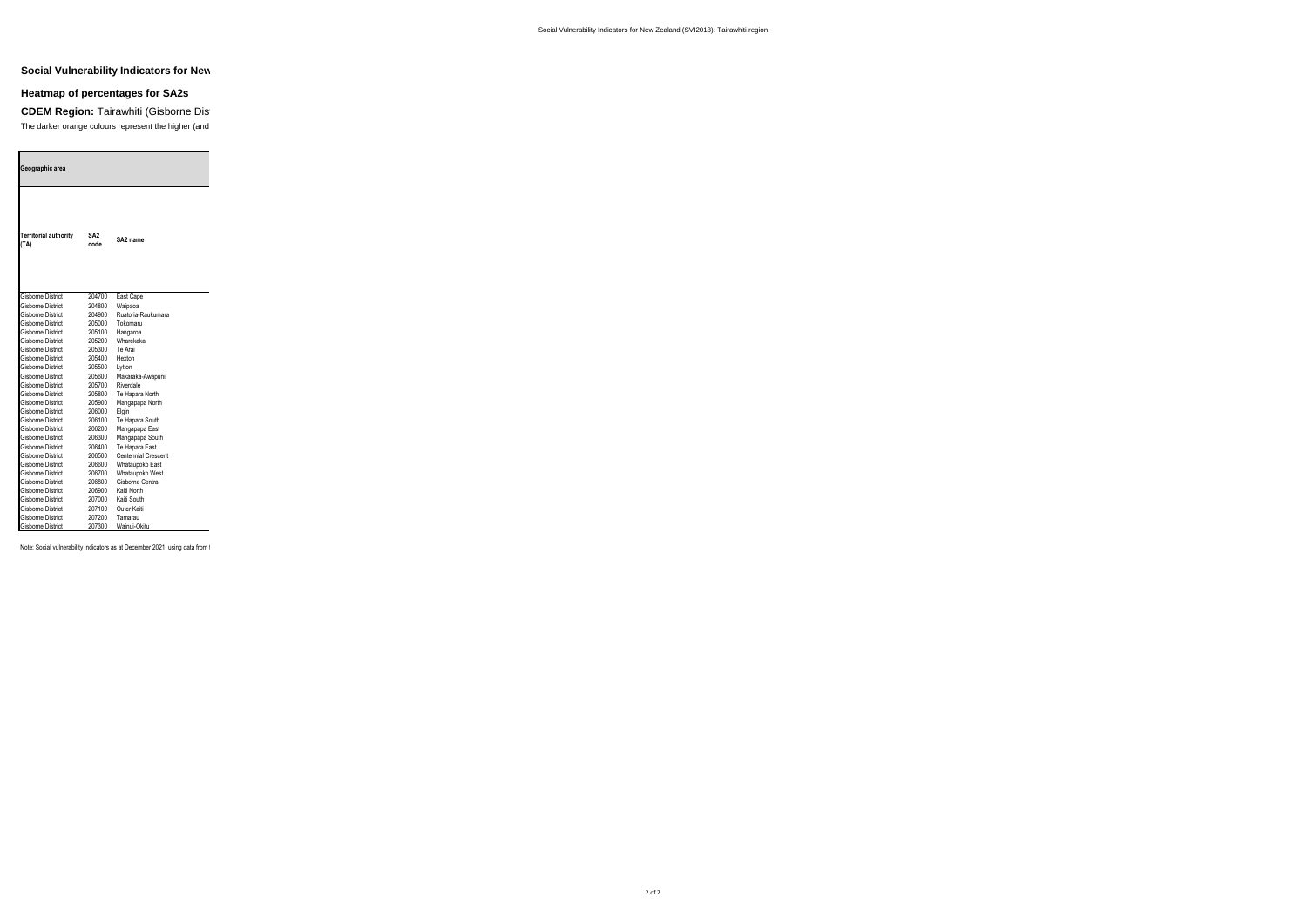## Social Vulnerability Indicators for New

## Heatmap of percentages for SA2s

**CDEM Region:** Tairawhiti (Gisborne Dis

The darker orange colours represent the higher (and

| Geographic area | | |
|---|---|---|
| **Territorial authority (TA)** | **SA2 code** | **SA2 name** |
| Gisborne District | 204700 | East Cape |
| Gisborne District | 204800 | Waipaoa |
| Gisborne District | 204900 | Ruatoria-Raukumara |
| Gisborne District | 205000 | Tokomaru |
| Gisborne District | 205100 | Hangaroa |
| Gisborne District | 205200 | Wharekaka |
| Gisborne District | 205300 | Te Arai |
| Gisborne District | 205400 | Hexton |
| Gisborne District | 205500 | Lytton |
| Gisborne District | 205600 | Makaraka-Awapuni |
| Gisborne District | 205700 | Riverdale |
| Gisborne District | 205800 | Te Hapara North |
| Gisborne District | 205900 | Mangapapa North |
| Gisborne District | 206000 | Elgin |
| Gisborne District | 206100 | Te Hapara South |
| Gisborne District | 206200 | Mangapapa East |
| Gisborne District | 206300 | Mangapapa South |
| Gisborne District | 206400 | Te Hapara East |
| Gisborne District | 206500 | Centennial Crescent |
| Gisborne District | 206600 | Whataupoko East |
| Gisborne District | 206700 | Whataupoko West |
| Gisborne District | 206800 | Gisborne Central |
| Gisborne District | 206900 | Kaiti North |
| Gisborne District | 207000 | Kaiti South |
| Gisborne District | 207100 | Outer Kaiti |
| Gisborne District | 207200 | Tamarau |
| Gisborne District | 207300 | Wainui-Okitu |

Note: Social vulnerability indicators as at December 2021, using data from t